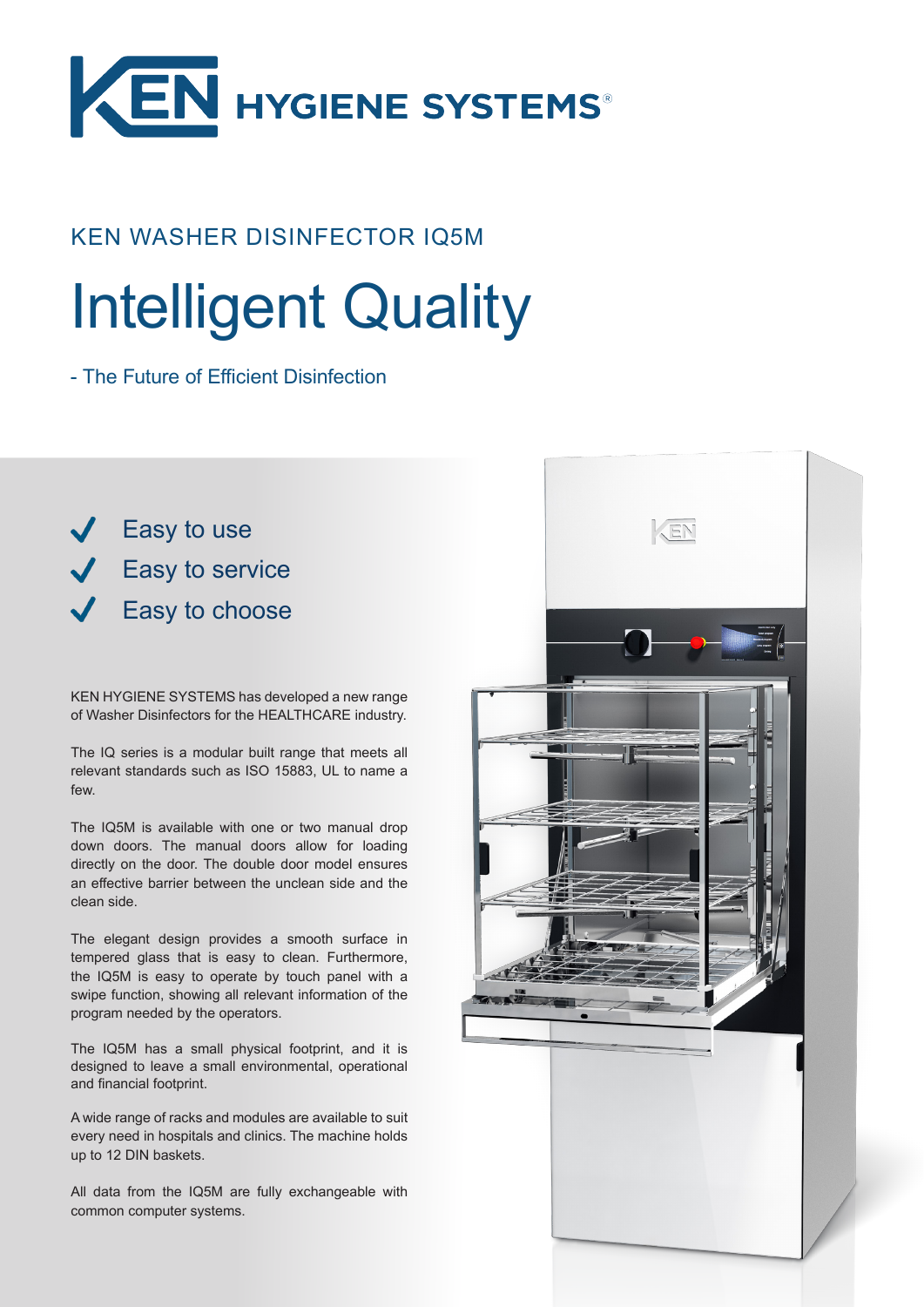# KEN HYGIENE SYSTEMS®

## KEN WASHER DISINFECTOR IQ5M

# Intelligent Quality

- The Future of Efficient Disinfection

- ✔ Easy to use
- ✔ Easy to service
- ✔ Easy to choose

KEN HYGIENE SYSTEMS has developed a new range of Washer Disinfectors for the HEALTHCARE industry.

The IQ series is a modular built range that meets all relevant standards such as ISO 15883, UL to name a few.

The IQ5M is available with one or two manual drop down doors. The manual doors allow for loading directly on the door. The double door model ensures an effective barrier between the unclean side and the clean side.

The elegant design provides a smooth surface in tempered glass that is easy to clean. Furthermore, the IQ5M is easy to operate by touch panel with a swipe function, showing all relevant information of the program needed by the operators.

The IQ5M has a small physical footprint, and it is designed to leave a small environmental, operational and financial footprint.

A wide range of racks and modules are available to suit every need in hospitals and clinics. The machine holds up to 12 DIN baskets.

All data from the IQ5M are fully exchangeable with common computer systems.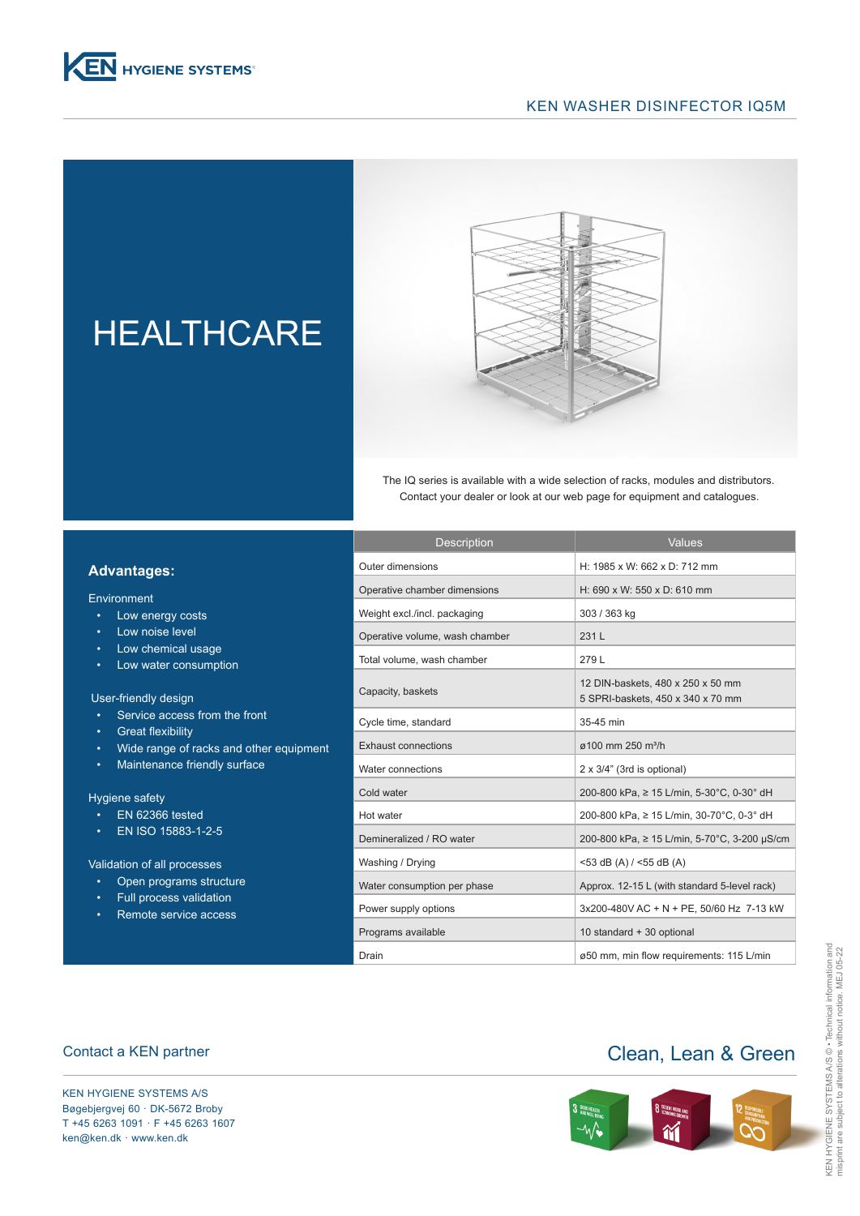KEN HYGIENE SYSTEMS

KEN WASHER DISINFECTOR IQ5M

# HEALTHCARE

The IQ series is available with a wide selection of racks, modules and distributors. Contact your dealer or look at our web page for equipment and catalogues.

## Advantages:

Environment

- Low energy costs
- Low noise level
- Low chemical usage
- Low water consumption

User-friendly design

- Service access from the front
- Great flexibility
- Wide range of racks and other equipment
- Maintenance friendly surface

Hygiene safety

- EN 62366 tested
- EN ISO 15883-1-2-5

Validation of all processes

- Open programs structure
- Full process validation
- Remote service access

| Description | Values |
|---|---|
| Outer dimensions | H: 1985 x W: 662 x D: 712 mm |
| Operative chamber dimensions | H: 690 x W: 550 x D: 610 mm |
| Weight excl./incl. packaging | 303 / 363 kg |
| Operative volume, wash chamber | 231 L |
| Total volume, wash chamber | 279 L |
| Capacity, baskets | 12 DIN-baskets, 480 x 250 x 50 mm<br>5 SPRI-baskets, 450 x 340 x 70 mm |
| Cycle time, standard | 35-45 min |
| Exhaust connections | ø100 mm 250 m³/h |
| Water connections | 2 x 3/4" (3rd is optional) |
| Cold water | 200-800 kPa, ≥ 15 L/min, 5-30°C, 0-30° dH |
| Hot water | 200-800 kPa, ≥ 15 L/min, 30-70°C, 0-3° dH |
| Demineralized / RO water | 200-800 kPa, ≥ 15 L/min, 5-70°C, 3-200 µS/cm |
| Washing / Drying | <53 dB (A) / <55 dB (A) |
| Water consumption per phase | Approx. 12-15 L (with standard 5-level rack) |
| Power supply options | 3x200-480V AC + N + PE, 50/60 Hz 7-13 kW |
| Programs available | 10 standard + 30 optional |
| Drain | ø50 mm, min flow requirements: 115 L/min |

Contact a KEN partner

KEN HYGIENE SYSTEMS A/S
Bøgebjergvej 60 · DK-5672 Broby
T +45 6263 1091 · F +45 6263 1607
ken@ken.dk · www.ken.dk

Clean, Lean & Green

KEN HYGIENE SYSTEMS A/S © • Technical information and misprint are subject to alterations without notice. MEJ 05-22